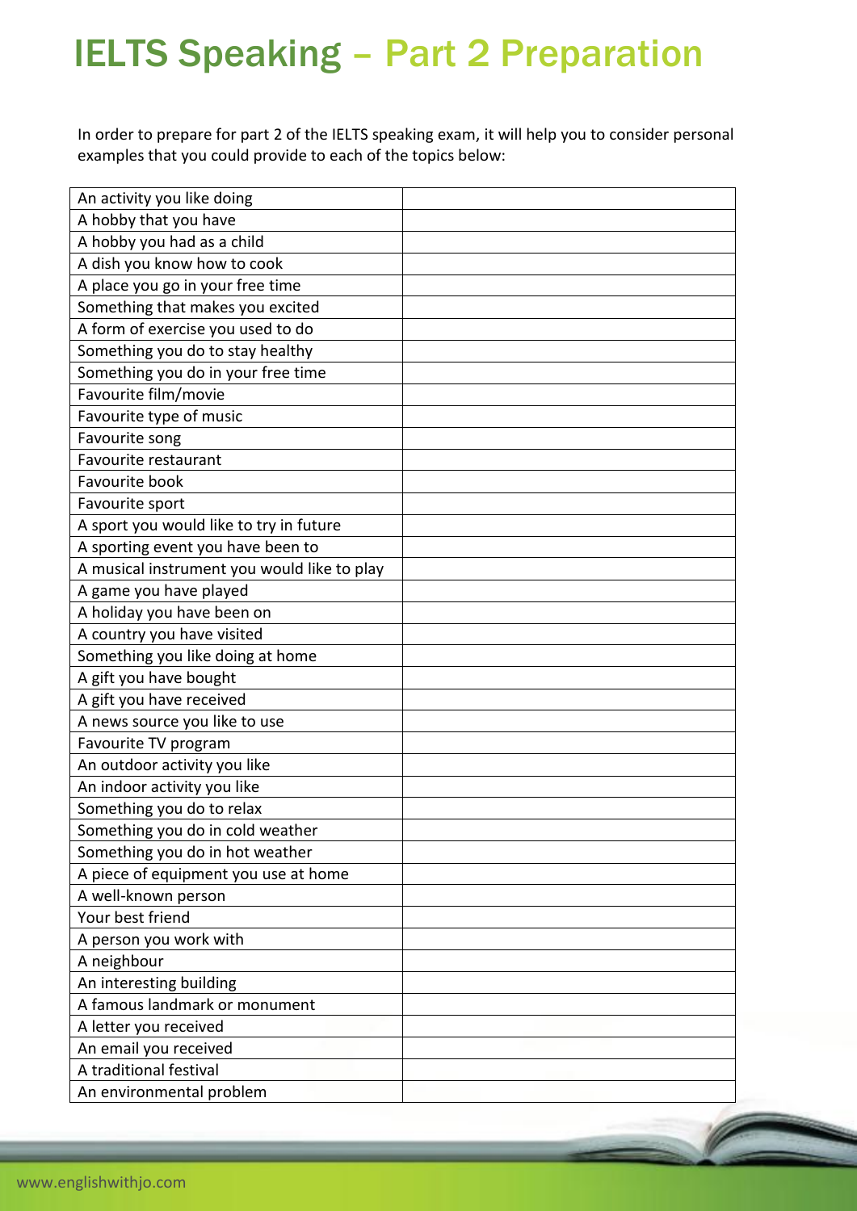# IELTS Speaking – Part 2 Preparation

In order to prepare for part 2 of the IELTS speaking exam, it will help you to consider personal examples that you could provide to each of the topics below:

| | |
|---|---|
| An activity you like doing | |
| A hobby that you have | |
| A hobby you had as a child | |
| A dish you know how to cook | |
| A place you go in your free time | |
| Something that makes you excited | |
| A form of exercise you used to do | |
| Something you do to stay healthy | |
| Something you do in your free time | |
| Favourite film/movie | |
| Favourite type of music | |
| Favourite song | |
| Favourite restaurant | |
| Favourite book | |
| Favourite sport | |
| A sport you would like to try in future | |
| A sporting event you have been to | |
| A musical instrument you would like to play | |
| A game you have played | |
| A holiday you have been on | |
| A country you have visited | |
| Something you like doing at home | |
| A gift you have bought | |
| A gift you have received | |
| A news source you like to use | |
| Favourite TV program | |
| An outdoor activity you like | |
| An indoor activity you like | |
| Something you do to relax | |
| Something you do in cold weather | |
| Something you do in hot weather | |
| A piece of equipment you use at home | |
| A well-known person | |
| Your best friend | |
| A person you work with | |
| A neighbour | |
| An interesting building | |
| A famous landmark or monument | |
| A letter you received | |
| An email you received | |
| A traditional festival | |
| An environmental problem | |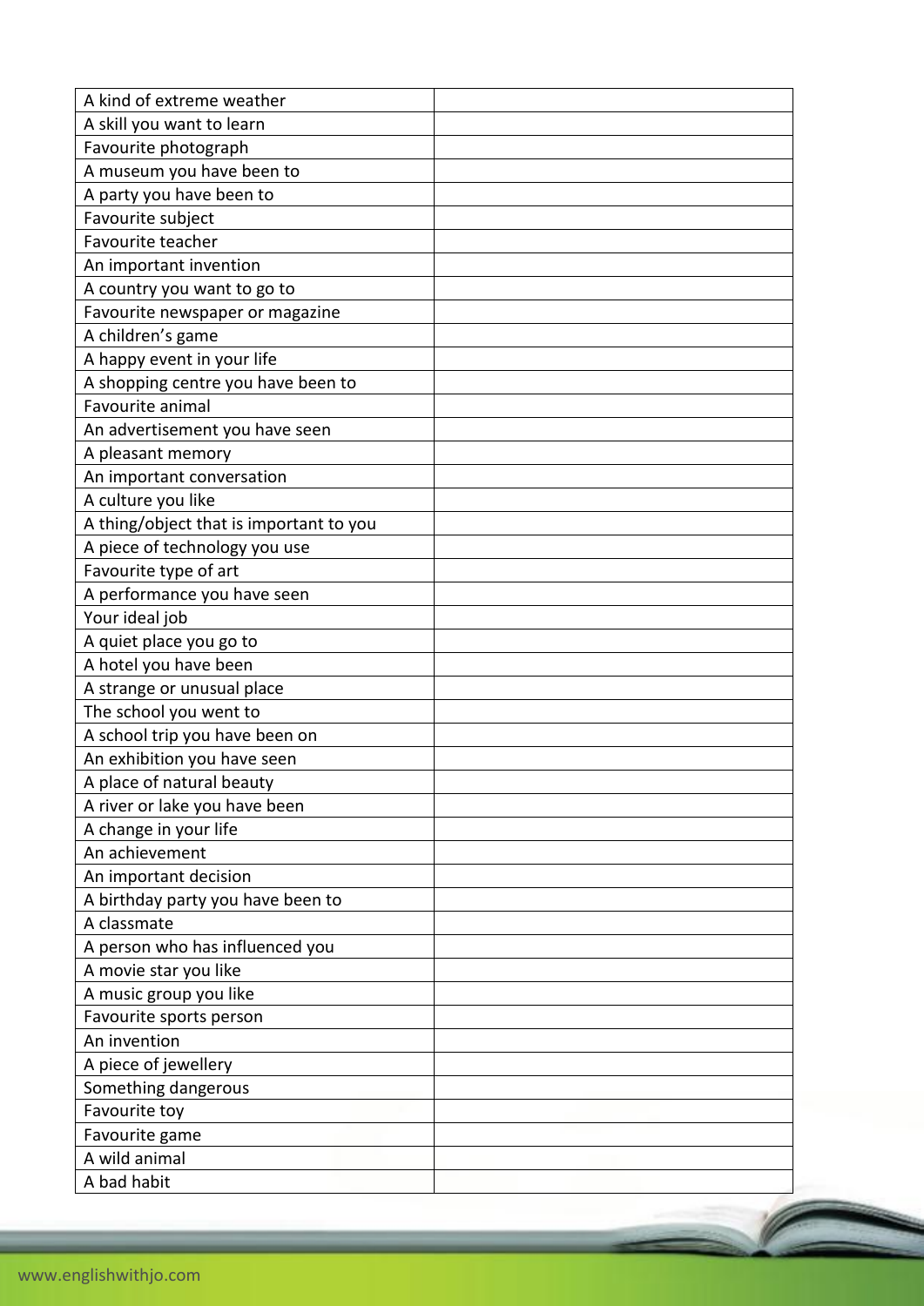| | |
|---|---|
| A kind of extreme weather | |
| A skill you want to learn | |
| Favourite photograph | |
| A museum you have been to | |
| A party you have been to | |
| Favourite subject | |
| Favourite teacher | |
| An important invention | |
| A country you want to go to | |
| Favourite newspaper or magazine | |
| A children's game | |
| A happy event in your life | |
| A shopping centre you have been to | |
| Favourite animal | |
| An advertisement you have seen | |
| A pleasant memory | |
| An important conversation | |
| A culture you like | |
| A thing/object that is important to you | |
| A piece of technology you use | |
| Favourite type of art | |
| A performance you have seen | |
| Your ideal job | |
| A quiet place you go to | |
| A hotel you have been | |
| A strange or unusual place | |
| The school you went to | |
| A school trip you have been on | |
| An exhibition you have seen | |
| A place of natural beauty | |
| A river or lake you have been | |
| A change in your life | |
| An achievement | |
| An important decision | |
| A birthday party you have been to | |
| A classmate | |
| A person who has influenced you | |
| A movie star you like | |
| A music group you like | |
| Favourite sports person | |
| An invention | |
| A piece of jewellery | |
| Something dangerous | |
| Favourite toy | |
| Favourite game | |
| A wild animal | |
| A bad habit | |

www.englishwithjo.com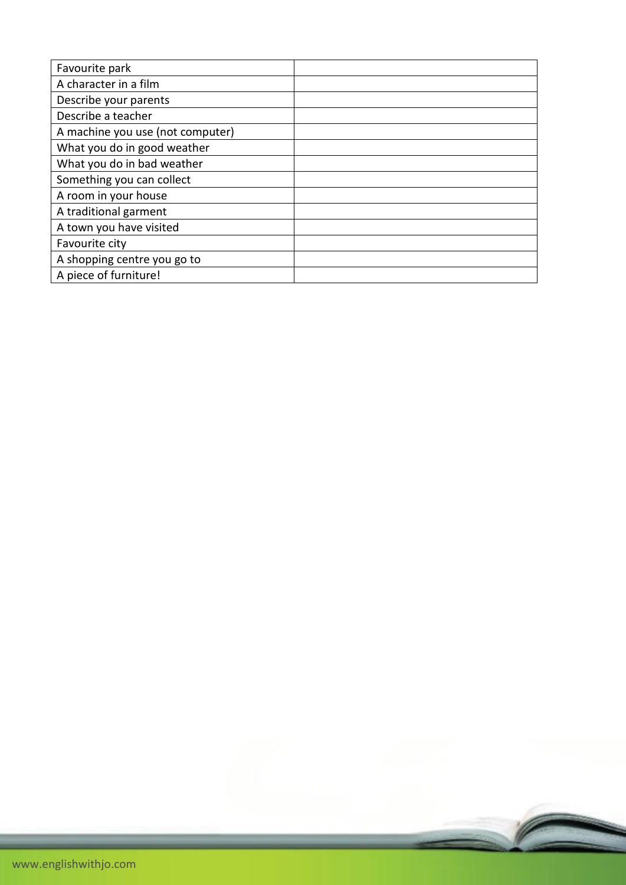| | |
|---|---|
| Favourite park | |
| A character in a film | |
| Describe your parents | |
| Describe a teacher | |
| A machine you use (not computer) | |
| What you do in good weather | |
| What you do in bad weather | |
| Something you can collect | |
| A room in your house | |
| A traditional garment | |
| A town you have visited | |
| Favourite city | |
| A shopping centre you go to | |
| A piece of furniture! | |